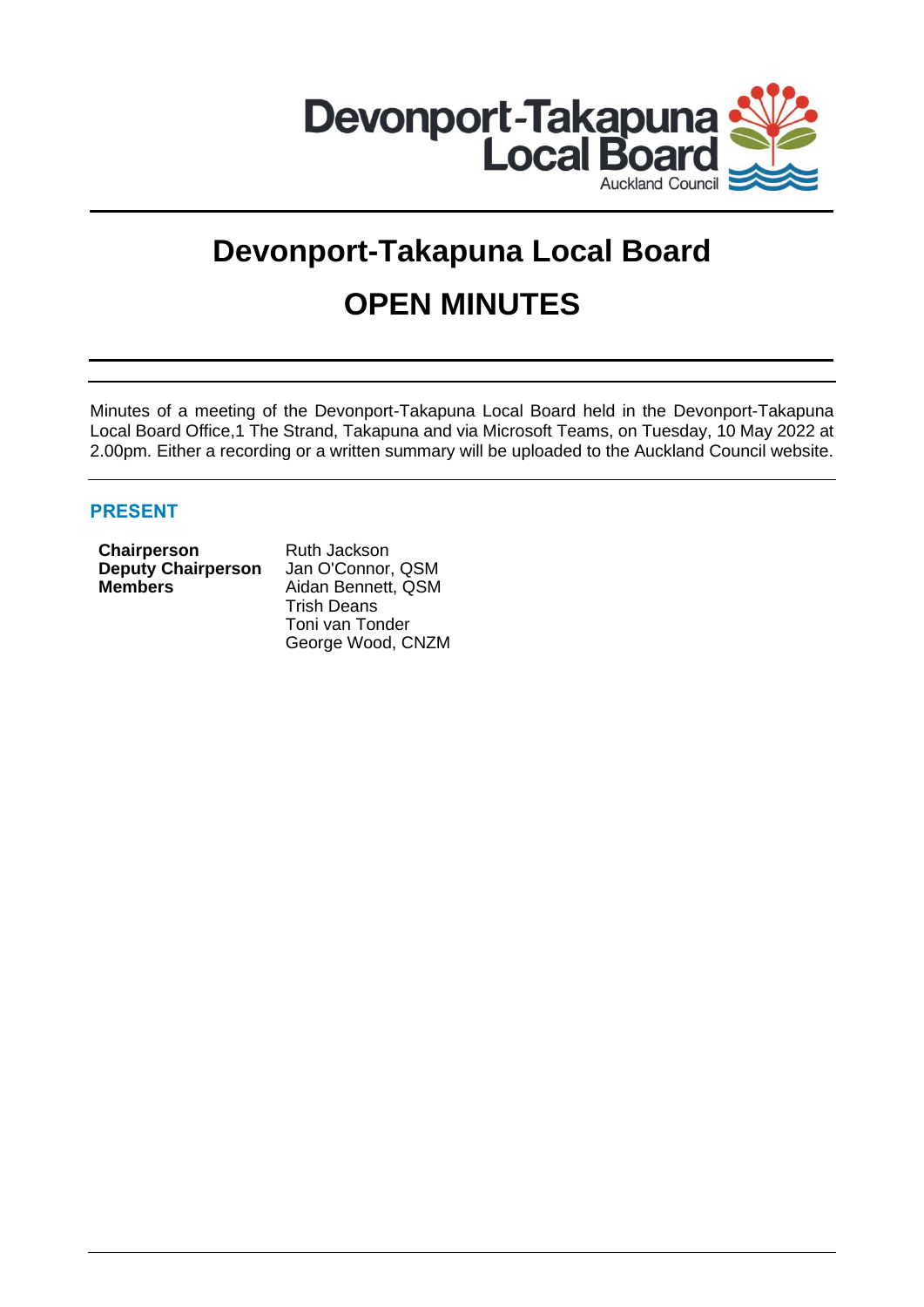Devonport-Takapuna Local Board
Auckland Council

# Devonport-Takapuna Local Board

# OPEN MINUTES

Minutes of a meeting of the Devonport-Takapuna Local Board held in the Devonport-Takapuna Local Board Office,1 The Strand, Takapuna and via Microsoft Teams, on Tuesday, 10 May 2022 at 2.00pm. Either a recording or a written summary will be uploaded to the Auckland Council website.

## PRESENT

| | |
|---|---|
| **Chairperson** | Ruth Jackson |
| **Deputy Chairperson** | Jan O'Connor, QSM |
| **Members** | Aidan Bennett, QSM |
| | Trish Deans |
| | Toni van Tonder |
| | George Wood, CNZM |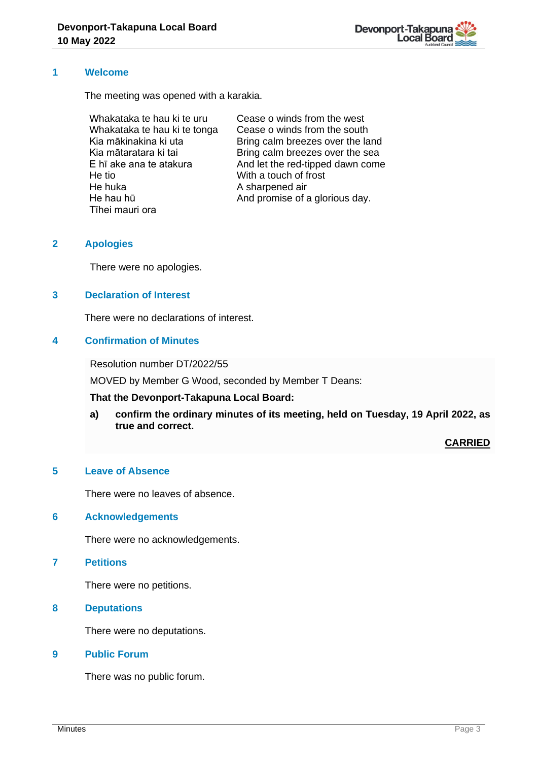## 1 Welcome

The meeting was opened with a karakia.

| | |
|---|---|
| Whakataka te hau ki te uru | Cease o winds from the west |
| Whakataka te hau ki te tonga | Cease o winds from the south |
| Kia mākinakina ki uta | Bring calm breezes over the land |
| Kia mātaratara ki tai | Bring calm breezes over the sea |
| E hī ake ana te atakura | And let the red-tipped dawn come |
| He tio | With a touch of frost |
| He huka | A sharpened air |
| He hau hū | And promise of a glorious day. |
| Tīhei mauri ora | |

## 2 Apologies

There were no apologies.

## 3 Declaration of Interest

There were no declarations of interest.

## 4 Confirmation of Minutes

Resolution number DT/2022/55

MOVED by Member G Wood, seconded by Member T Deans:

**That the Devonport-Takapuna Local Board:**

**a) confirm the ordinary minutes of its meeting, held on Tuesday, 19 April 2022, as true and correct.**

**CARRIED**

## 5 Leave of Absence

There were no leaves of absence.

## 6 Acknowledgements

There were no acknowledgements.

## 7 Petitions

There were no petitions.

## 8 Deputations

There were no deputations.

## 9 Public Forum

There was no public forum.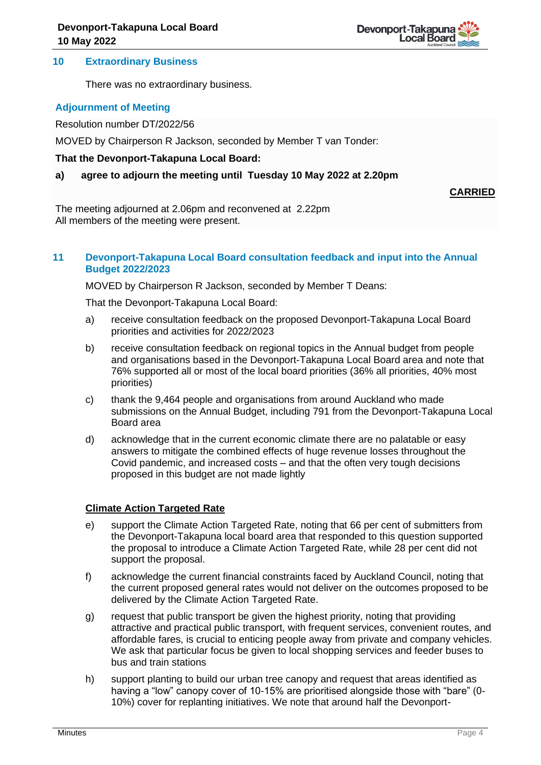## 10 Extraordinary Business

There was no extraordinary business.

### Adjournment of Meeting

Resolution number DT/2022/56

MOVED by Chairperson R Jackson, seconded by Member T van Tonder:

**That the Devonport-Takapuna Local Board:**

**a) agree to adjourn the meeting until Tuesday 10 May 2022 at 2.20pm**

**CARRIED**

The meeting adjourned at 2.06pm and reconvened at 2.22pm
All members of the meeting were present.

## 11 Devonport-Takapuna Local Board consultation feedback and input into the Annual Budget 2022/2023

MOVED by Chairperson R Jackson, seconded by Member T Deans:

That the Devonport-Takapuna Local Board:

a) receive consultation feedback on the proposed Devonport-Takapuna Local Board priorities and activities for 2022/2023

b) receive consultation feedback on regional topics in the Annual budget from people and organisations based in the Devonport-Takapuna Local Board area and note that 76% supported all or most of the local board priorities (36% all priorities, 40% most priorities)

c) thank the 9,464 people and organisations from around Auckland who made submissions on the Annual Budget, including 791 from the Devonport-Takapuna Local Board area

d) acknowledge that in the current economic climate there are no palatable or easy answers to mitigate the combined effects of huge revenue losses throughout the Covid pandemic, and increased costs – and that the often very tough decisions proposed in this budget are not made lightly

**Climate Action Targeted Rate**

e) support the Climate Action Targeted Rate, noting that 66 per cent of submitters from the Devonport-Takapuna local board area that responded to this question supported the proposal to introduce a Climate Action Targeted Rate, while 28 per cent did not support the proposal.

f) acknowledge the current financial constraints faced by Auckland Council, noting that the current proposed general rates would not deliver on the outcomes proposed to be delivered by the Climate Action Targeted Rate.

g) request that public transport be given the highest priority, noting that providing attractive and practical public transport, with frequent services, convenient routes, and affordable fares, is crucial to enticing people away from private and company vehicles. We ask that particular focus be given to local shopping services and feeder buses to bus and train stations

h) support planting to build our urban tree canopy and request that areas identified as having a "low" canopy cover of 10-15% are prioritised alongside those with "bare" (0-10%) cover for replanting initiatives. We note that around half the Devonport-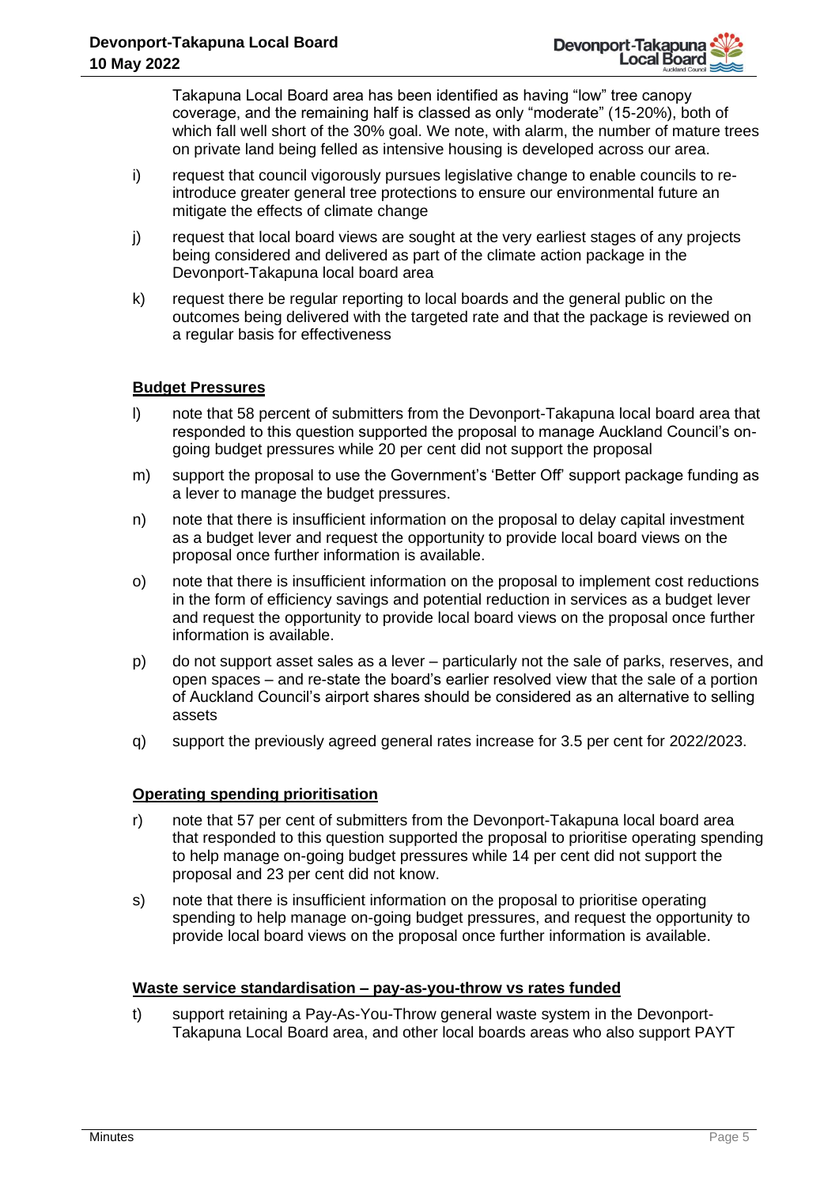Takapuna Local Board area has been identified as having "low" tree canopy coverage, and the remaining half is classed as only "moderate" (15-20%), both of which fall well short of the 30% goal. We note, with alarm, the number of mature trees on private land being felled as intensive housing is developed across our area.

i) request that council vigorously pursues legislative change to enable councils to re-introduce greater general tree protections to ensure our environmental future an mitigate the effects of climate change

j) request that local board views are sought at the very earliest stages of any projects being considered and delivered as part of the climate action package in the Devonport-Takapuna local board area

k) request there be regular reporting to local boards and the general public on the outcomes being delivered with the targeted rate and that the package is reviewed on a regular basis for effectiveness

**Budget Pressures**

l) note that 58 percent of submitters from the Devonport-Takapuna local board area that responded to this question supported the proposal to manage Auckland Council's on-going budget pressures while 20 per cent did not support the proposal

m) support the proposal to use the Government's 'Better Off' support package funding as a lever to manage the budget pressures.

n) note that there is insufficient information on the proposal to delay capital investment as a budget lever and request the opportunity to provide local board views on the proposal once further information is available.

o) note that there is insufficient information on the proposal to implement cost reductions in the form of efficiency savings and potential reduction in services as a budget lever and request the opportunity to provide local board views on the proposal once further information is available.

p) do not support asset sales as a lever – particularly not the sale of parks, reserves, and open spaces – and re-state the board's earlier resolved view that the sale of a portion of Auckland Council's airport shares should be considered as an alternative to selling assets

q) support the previously agreed general rates increase for 3.5 per cent for 2022/2023.

**Operating spending prioritisation**

r) note that 57 per cent of submitters from the Devonport-Takapuna local board area that responded to this question supported the proposal to prioritise operating spending to help manage on-going budget pressures while 14 per cent did not support the proposal and 23 per cent did not know.

s) note that there is insufficient information on the proposal to prioritise operating spending to help manage on-going budget pressures, and request the opportunity to provide local board views on the proposal once further information is available.

**Waste service standardisation – pay-as-you-throw vs rates funded**

t) support retaining a Pay-As-You-Throw general waste system in the Devonport-Takapuna Local Board area, and other local boards areas who also support PAYT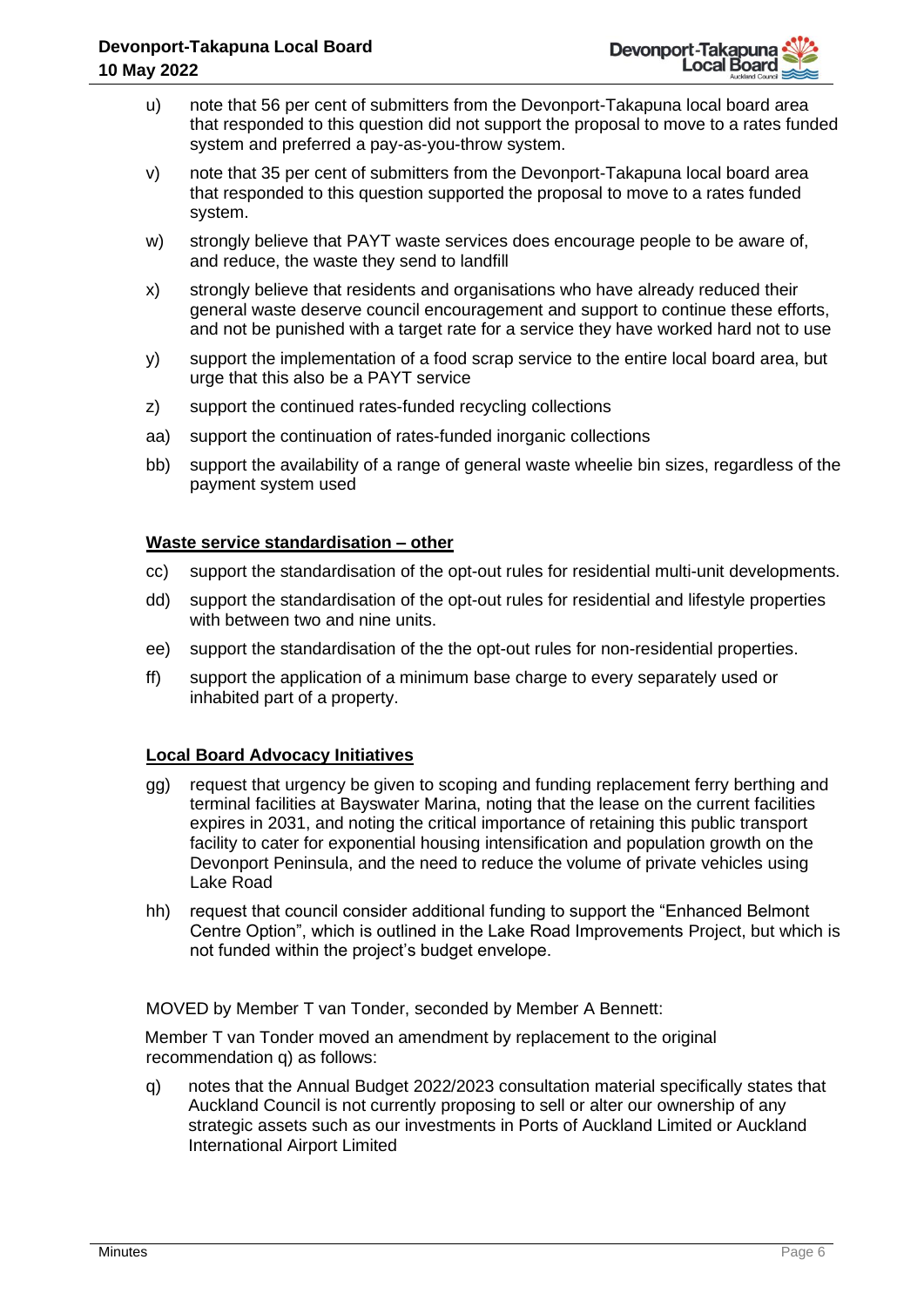u) note that 56 per cent of submitters from the Devonport-Takapuna local board area that responded to this question did not support the proposal to move to a rates funded system and preferred a pay-as-you-throw system.

v) note that 35 per cent of submitters from the Devonport-Takapuna local board area that responded to this question supported the proposal to move to a rates funded system.

w) strongly believe that PAYT waste services does encourage people to be aware of, and reduce, the waste they send to landfill

x) strongly believe that residents and organisations who have already reduced their general waste deserve council encouragement and support to continue these efforts, and not be punished with a target rate for a service they have worked hard not to use

y) support the implementation of a food scrap service to the entire local board area, but urge that this also be a PAYT service

z) support the continued rates-funded recycling collections

aa) support the continuation of rates-funded inorganic collections

bb) support the availability of a range of general waste wheelie bin sizes, regardless of the payment system used

**Waste service standardisation – other**

cc) support the standardisation of the opt-out rules for residential multi-unit developments.

dd) support the standardisation of the opt-out rules for residential and lifestyle properties with between two and nine units.

ee) support the standardisation of the the opt-out rules for non-residential properties.

ff) support the application of a minimum base charge to every separately used or inhabited part of a property.

**Local Board Advocacy Initiatives**

gg) request that urgency be given to scoping and funding replacement ferry berthing and terminal facilities at Bayswater Marina, noting that the lease on the current facilities expires in 2031, and noting the critical importance of retaining this public transport facility to cater for exponential housing intensification and population growth on the Devonport Peninsula, and the need to reduce the volume of private vehicles using Lake Road

hh) request that council consider additional funding to support the "Enhanced Belmont Centre Option", which is outlined in the Lake Road Improvements Project, but which is not funded within the project's budget envelope.

MOVED by Member T van Tonder, seconded by Member A Bennett:

Member T van Tonder moved an amendment by replacement to the original recommendation q) as follows:

q) notes that the Annual Budget 2022/2023 consultation material specifically states that Auckland Council is not currently proposing to sell or alter our ownership of any strategic assets such as our investments in Ports of Auckland Limited or Auckland International Airport Limited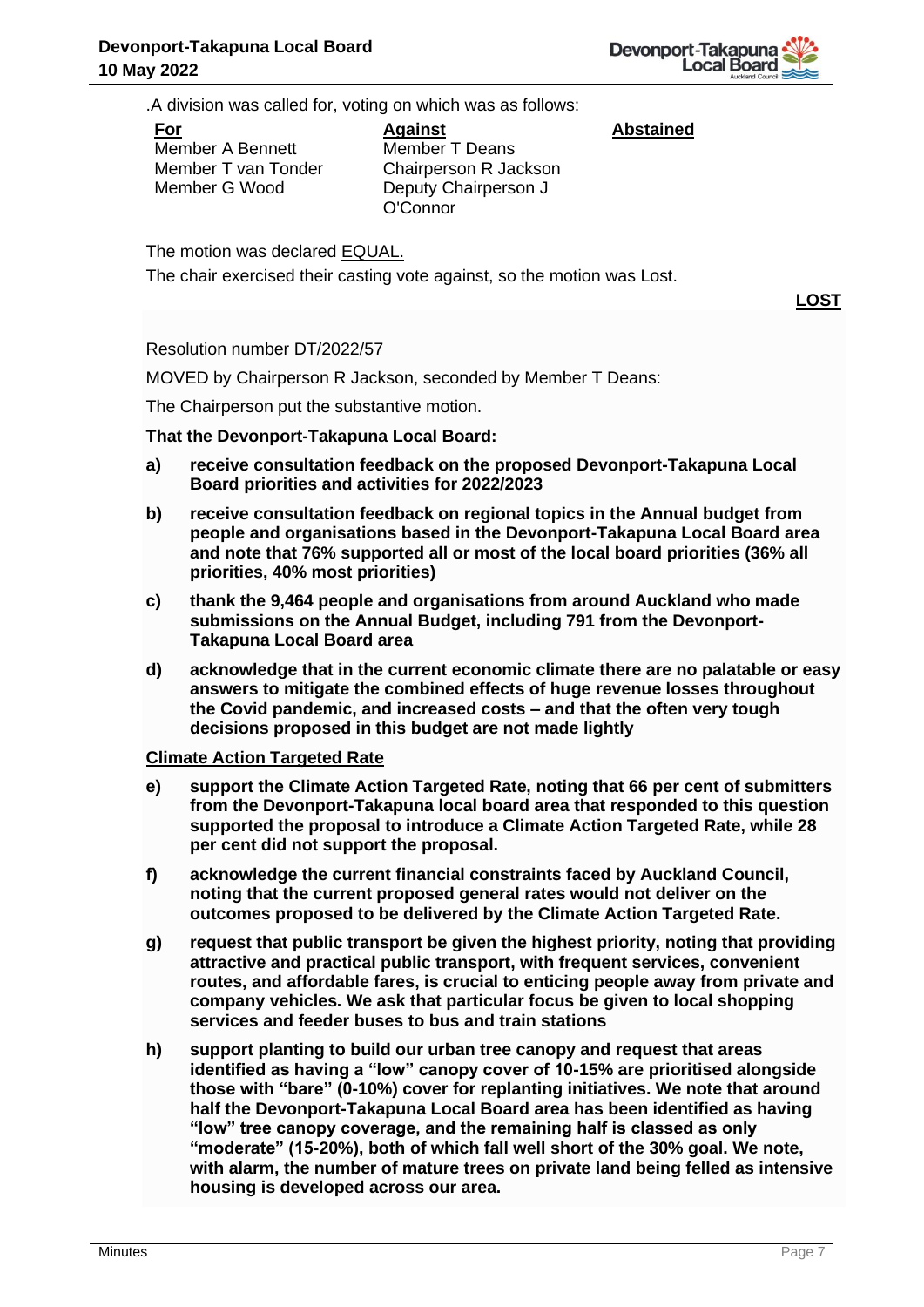.A division was called for, voting on which was as follows:

| For | Against | Abstained |
| --- | --- | --- |
| Member A Bennett | Member T Deans | |
| Member T van Tonder | Chairperson R Jackson | |
| Member G Wood | Deputy Chairperson J O'Connor | |

The motion was declared EQUAL.

The chair exercised their casting vote against, so the motion was Lost.

**LOST**

Resolution number DT/2022/57

MOVED by Chairperson R Jackson, seconded by Member T Deans:

The Chairperson put the substantive motion.

**That the Devonport-Takapuna Local Board:**

a) **receive consultation feedback on the proposed Devonport-Takapuna Local Board priorities and activities for 2022/2023**

b) **receive consultation feedback on regional topics in the Annual budget from people and organisations based in the Devonport-Takapuna Local Board area and note that 76% supported all or most of the local board priorities (36% all priorities, 40% most priorities)**

c) **thank the 9,464 people and organisations from around Auckland who made submissions on the Annual Budget, including 791 from the Devonport-Takapuna Local Board area**

d) **acknowledge that in the current economic climate there are no palatable or easy answers to mitigate the combined effects of huge revenue losses throughout the Covid pandemic, and increased costs – and that the often very tough decisions proposed in this budget are not made lightly**

**Climate Action Targeted Rate**

e) **support the Climate Action Targeted Rate, noting that 66 per cent of submitters from the Devonport-Takapuna local board area that responded to this question supported the proposal to introduce a Climate Action Targeted Rate, while 28 per cent did not support the proposal.**

f) **acknowledge the current financial constraints faced by Auckland Council, noting that the current proposed general rates would not deliver on the outcomes proposed to be delivered by the Climate Action Targeted Rate.**

g) **request that public transport be given the highest priority, noting that providing attractive and practical public transport, with frequent services, convenient routes, and affordable fares, is crucial to enticing people away from private and company vehicles. We ask that particular focus be given to local shopping services and feeder buses to bus and train stations**

h) **support planting to build our urban tree canopy and request that areas identified as having a "low" canopy cover of 10-15% are prioritised alongside those with "bare" (0-10%) cover for replanting initiatives. We note that around half the Devonport-Takapuna Local Board area has been identified as having "low" tree canopy coverage, and the remaining half is classed as only "moderate" (15-20%), both of which fall well short of the 30% goal. We note, with alarm, the number of mature trees on private land being felled as intensive housing is developed across our area.**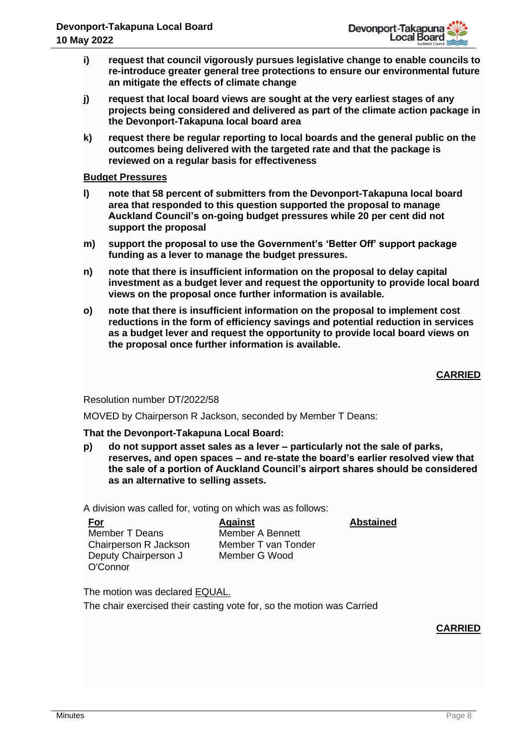i) **request that council vigorously pursues legislative change to enable councils to re-introduce greater general tree protections to ensure our environmental future an mitigate the effects of climate change**

j) **request that local board views are sought at the very earliest stages of any projects being considered and delivered as part of the climate action package in the Devonport-Takapuna local board area**

k) **request there be regular reporting to local boards and the general public on the outcomes being delivered with the targeted rate and that the package is reviewed on a regular basis for effectiveness**

**Budget Pressures**

l) **note that 58 percent of submitters from the Devonport-Takapuna local board area that responded to this question supported the proposal to manage Auckland Council's on-going budget pressures while 20 per cent did not support the proposal**

m) **support the proposal to use the Government's 'Better Off' support package funding as a lever to manage the budget pressures.**

n) **note that there is insufficient information on the proposal to delay capital investment as a budget lever and request the opportunity to provide local board views on the proposal once further information is available.**

o) **note that there is insufficient information on the proposal to implement cost reductions in the form of efficiency savings and potential reduction in services as a budget lever and request the opportunity to provide local board views on the proposal once further information is available.**

**CARRIED**

Resolution number DT/2022/58

MOVED by Chairperson R Jackson, seconded by Member T Deans:

**That the Devonport-Takapuna Local Board:**

p) **do not support asset sales as a lever – particularly not the sale of parks, reserves, and open spaces – and re-state the board's earlier resolved view that the sale of a portion of Auckland Council's airport shares should be considered as an alternative to selling assets.**

A division was called for, voting on which was as follows:

| For | Against | Abstained |
|---|---|---|
| Member T Deans | Member A Bennett | |
| Chairperson R Jackson | Member T van Tonder | |
| Deputy Chairperson J O'Connor | Member G Wood | |

The motion was declared EQUAL.

The chair exercised their casting vote for, so the motion was Carried

**CARRIED**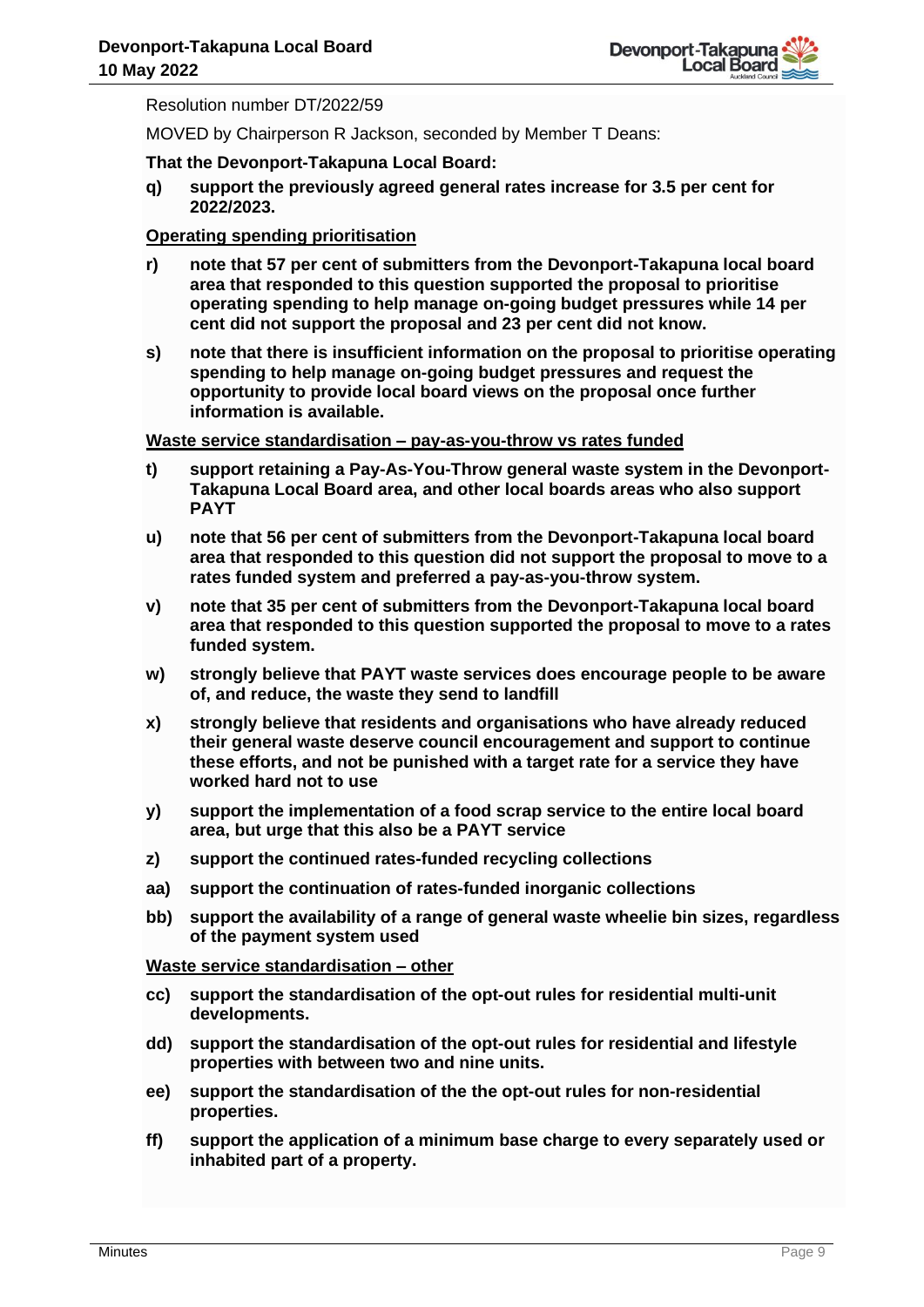Resolution number DT/2022/59

MOVED by Chairperson R Jackson, seconded by Member T Deans:

**That the Devonport-Takapuna Local Board:**

**q) support the previously agreed general rates increase for 3.5 per cent for 2022/2023.**

**Operating spending prioritisation**

**r) note that 57 per cent of submitters from the Devonport-Takapuna local board area that responded to this question supported the proposal to prioritise operating spending to help manage on-going budget pressures while 14 per cent did not support the proposal and 23 per cent did not know.**

**s) note that there is insufficient information on the proposal to prioritise operating spending to help manage on-going budget pressures and request the opportunity to provide local board views on the proposal once further information is available.**

**Waste service standardisation – pay-as-you-throw vs rates funded**

**t) support retaining a Pay-As-You-Throw general waste system in the Devonport-Takapuna Local Board area, and other local boards areas who also support PAYT**

**u) note that 56 per cent of submitters from the Devonport-Takapuna local board area that responded to this question did not support the proposal to move to a rates funded system and preferred a pay-as-you-throw system.**

**v) note that 35 per cent of submitters from the Devonport-Takapuna local board area that responded to this question supported the proposal to move to a rates funded system.**

**w) strongly believe that PAYT waste services does encourage people to be aware of, and reduce, the waste they send to landfill**

**x) strongly believe that residents and organisations who have already reduced their general waste deserve council encouragement and support to continue these efforts, and not be punished with a target rate for a service they have worked hard not to use**

**y) support the implementation of a food scrap service to the entire local board area, but urge that this also be a PAYT service**

**z) support the continued rates-funded recycling collections**

**aa) support the continuation of rates-funded inorganic collections**

**bb) support the availability of a range of general waste wheelie bin sizes, regardless of the payment system used**

**Waste service standardisation – other**

**cc) support the standardisation of the opt-out rules for residential multi-unit developments.**

**dd) support the standardisation of the opt-out rules for residential and lifestyle properties with between two and nine units.**

**ee) support the standardisation of the the opt-out rules for non-residential properties.**

**ff) support the application of a minimum base charge to every separately used or inhabited part of a property.**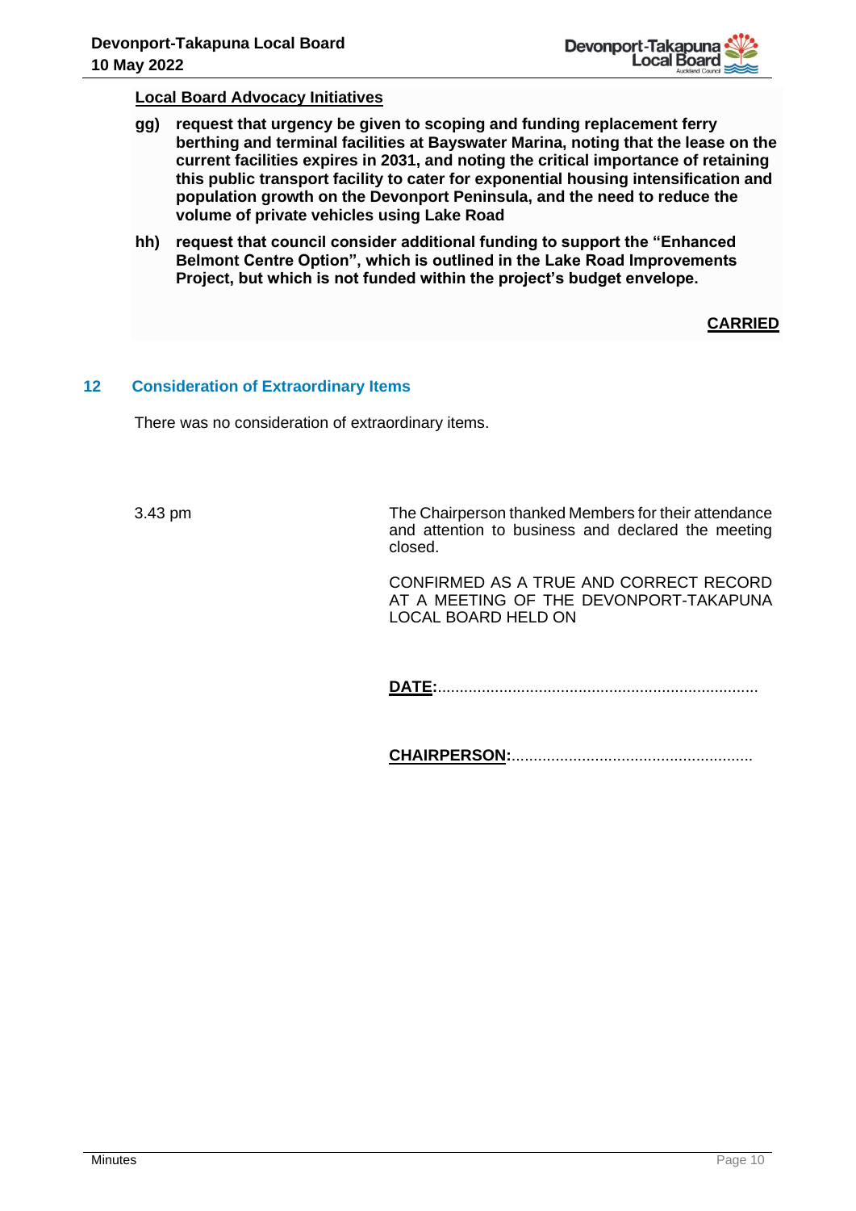**Local Board Advocacy Initiatives**

**gg) request that urgency be given to scoping and funding replacement ferry berthing and terminal facilities at Bayswater Marina, noting that the lease on the current facilities expires in 2031, and noting the critical importance of retaining this public transport facility to cater for exponential housing intensification and population growth on the Devonport Peninsula, and the need to reduce the volume of private vehicles using Lake Road**

**hh) request that council consider additional funding to support the "Enhanced Belmont Centre Option", which is outlined in the Lake Road Improvements Project, but which is not funded within the project's budget envelope.**

**CARRIED**

## 12 Consideration of Extraordinary Items

There was no consideration of extraordinary items.

3.43 pm

The Chairperson thanked Members for their attendance and attention to business and declared the meeting closed.

CONFIRMED AS A TRUE AND CORRECT RECORD AT A MEETING OF THE DEVONPORT-TAKAPUNA LOCAL BOARD HELD ON

**DATE:**.........................................................................

**CHAIRPERSON:**.......................................................